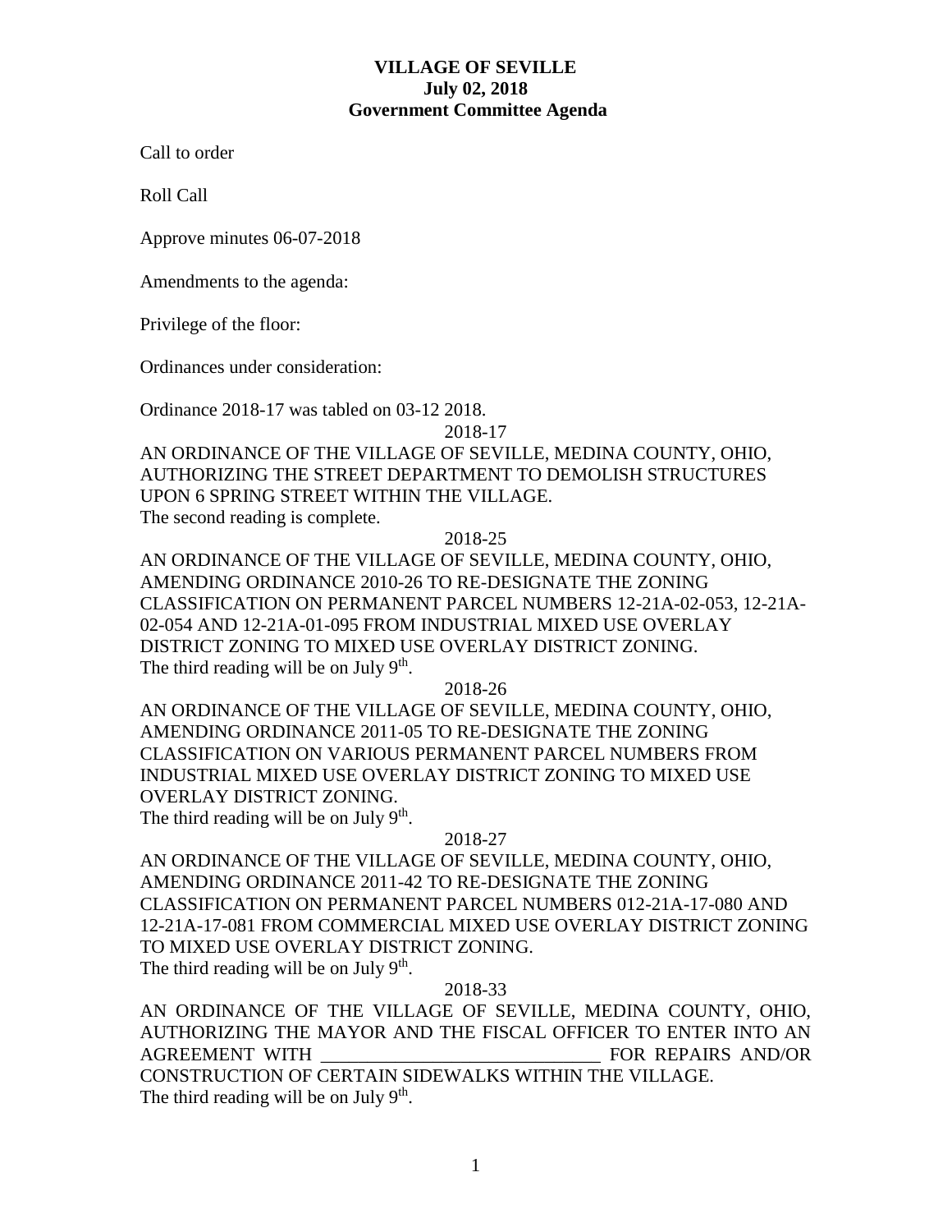# VILLAGE OF SEVILLE
## July 02, 2018
## Government Committee Agenda

Call to order

Roll Call

Approve minutes 06-07-2018

Amendments to the agenda:

Privilege of the floor:

Ordinances under consideration:

Ordinance 2018-17 was tabled on 03-12 2018.

2018-17

AN ORDINANCE OF THE VILLAGE OF SEVILLE, MEDINA COUNTY, OHIO, AUTHORIZING THE STREET DEPARTMENT TO DEMOLISH STRUCTURES UPON 6 SPRING STREET WITHIN THE VILLAGE.
The second reading is complete.

2018-25

AN ORDINANCE OF THE VILLAGE OF SEVILLE, MEDINA COUNTY, OHIO, AMENDING ORDINANCE 2010-26 TO RE-DESIGNATE THE ZONING CLASSIFICATION ON PERMANENT PARCEL NUMBERS 12-21A-02-053, 12-21A-02-054 AND 12-21A-01-095 FROM INDUSTRIAL MIXED USE OVERLAY DISTRICT ZONING TO MIXED USE OVERLAY DISTRICT ZONING.
The third reading will be on July 9th.

2018-26

AN ORDINANCE OF THE VILLAGE OF SEVILLE, MEDINA COUNTY, OHIO, AMENDING ORDINANCE 2011-05 TO RE-DESIGNATE THE ZONING CLASSIFICATION ON VARIOUS PERMANENT PARCEL NUMBERS FROM INDUSTRIAL MIXED USE OVERLAY DISTRICT ZONING TO MIXED USE OVERLAY DISTRICT ZONING.
The third reading will be on July 9th.

2018-27

AN ORDINANCE OF THE VILLAGE OF SEVILLE, MEDINA COUNTY, OHIO, AMENDING ORDINANCE 2011-42 TO RE-DESIGNATE THE ZONING CLASSIFICATION ON PERMANENT PARCEL NUMBERS 012-21A-17-080 AND 12-21A-17-081 FROM COMMERCIAL MIXED USE OVERLAY DISTRICT ZONING TO MIXED USE OVERLAY DISTRICT ZONING.
The third reading will be on July 9th.

2018-33

AN ORDINANCE OF THE VILLAGE OF SEVILLE, MEDINA COUNTY, OHIO, AUTHORIZING THE MAYOR AND THE FISCAL OFFICER TO ENTER INTO AN AGREEMENT WITH ______________________________ FOR REPAIRS AND/OR CONSTRUCTION OF CERTAIN SIDEWALKS WITHIN THE VILLAGE.
The third reading will be on July 9th.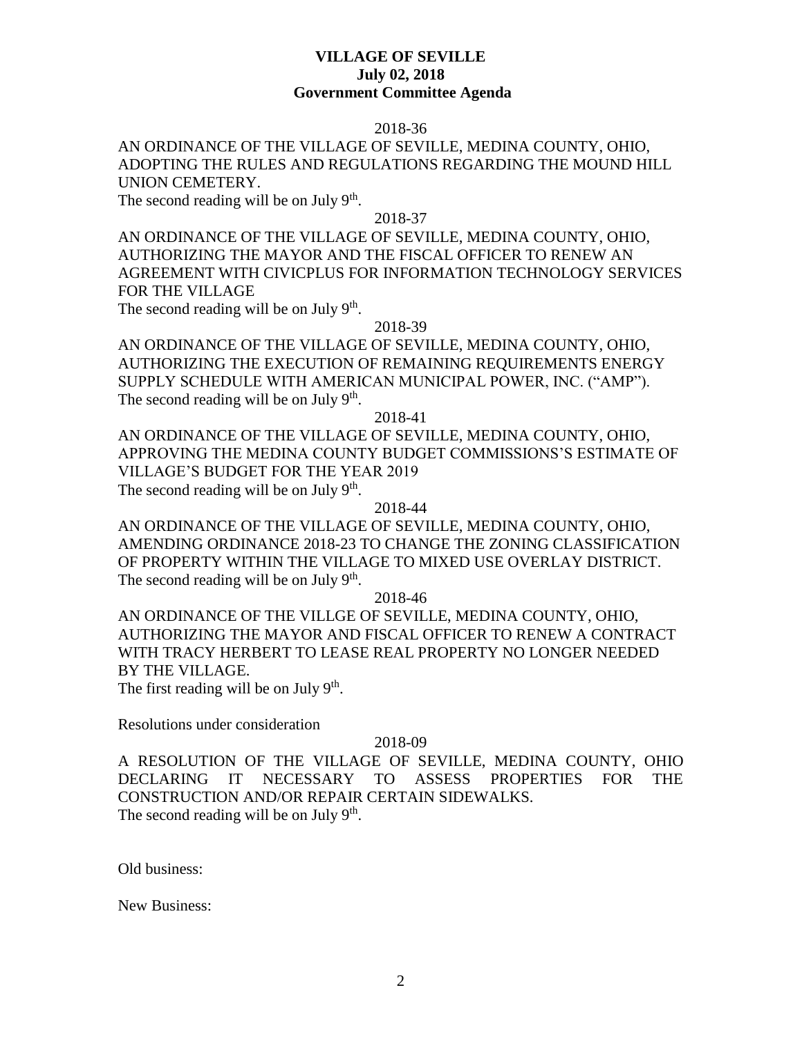**VILLAGE OF SEVILLE**
**July 02, 2018**
**Government Committee Agenda**

2018-36

AN ORDINANCE OF THE VILLAGE OF SEVILLE, MEDINA COUNTY, OHIO, ADOPTING THE RULES AND REGULATIONS REGARDING THE MOUND HILL UNION CEMETERY.
The second reading will be on July 9th.

2018-37

AN ORDINANCE OF THE VILLAGE OF SEVILLE, MEDINA COUNTY, OHIO, AUTHORIZING THE MAYOR AND THE FISCAL OFFICER TO RENEW AN AGREEMENT WITH CIVICPLUS FOR INFORMATION TECHNOLOGY SERVICES FOR THE VILLAGE
The second reading will be on July 9th.

2018-39

AN ORDINANCE OF THE VILLAGE OF SEVILLE, MEDINA COUNTY, OHIO, AUTHORIZING THE EXECUTION OF REMAINING REQUIREMENTS ENERGY SUPPLY SCHEDULE WITH AMERICAN MUNICIPAL POWER, INC. ("AMP").
The second reading will be on July 9th.

2018-41

AN ORDINANCE OF THE VILLAGE OF SEVILLE, MEDINA COUNTY, OHIO, APPROVING THE MEDINA COUNTY BUDGET COMMISSIONS'S ESTIMATE OF VILLAGE'S BUDGET FOR THE YEAR 2019
The second reading will be on July 9th.

2018-44

AN ORDINANCE OF THE VILLAGE OF SEVILLE, MEDINA COUNTY, OHIO, AMENDING ORDINANCE 2018-23 TO CHANGE THE ZONING CLASSIFICATION OF PROPERTY WITHIN THE VILLAGE TO MIXED USE OVERLAY DISTRICT.
The second reading will be on July 9th.

2018-46

AN ORDINANCE OF THE VILLGE OF SEVILLE, MEDINA COUNTY, OHIO, AUTHORIZING THE MAYOR AND FISCAL OFFICER TO RENEW A CONTRACT WITH TRACY HERBERT TO LEASE REAL PROPERTY NO LONGER NEEDED BY THE VILLAGE.
The first reading will be on July 9th.

Resolutions under consideration

2018-09

A RESOLUTION OF THE VILLAGE OF SEVILLE, MEDINA COUNTY, OHIO DECLARING IT NECESSARY TO ASSESS PROPERTIES FOR THE CONSTRUCTION AND/OR REPAIR CERTAIN SIDEWALKS.
The second reading will be on July 9th.

Old business:

New Business: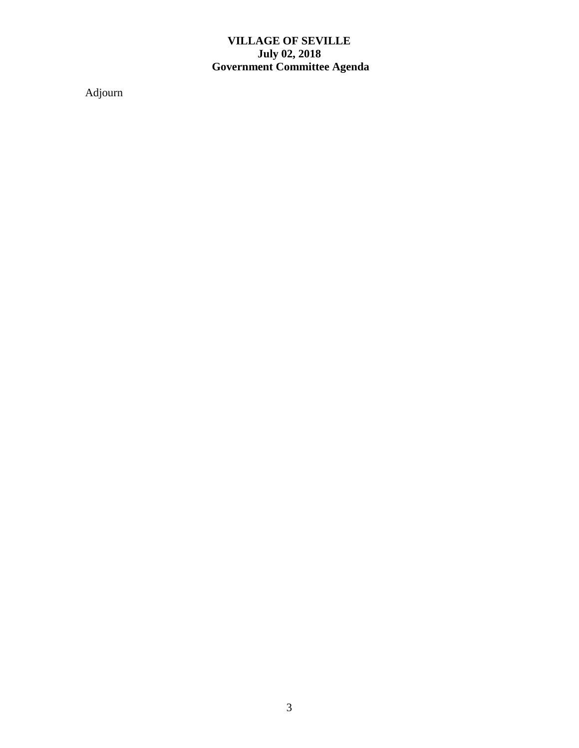Adjourn